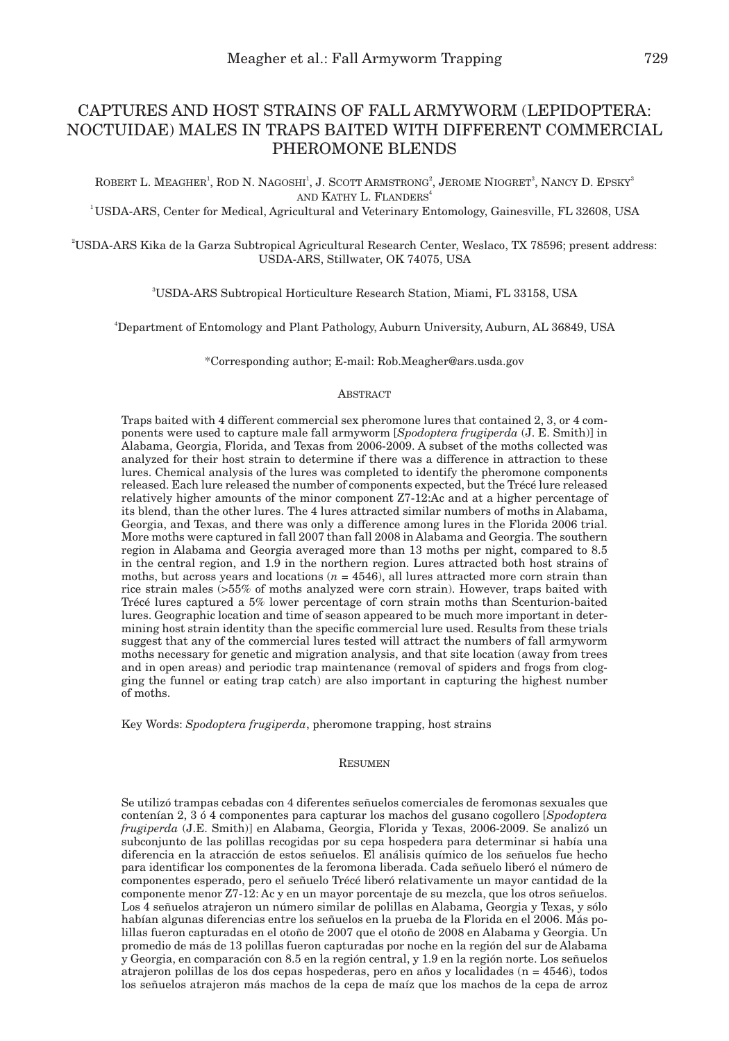# CAPTURES AND HOST STRAINS OF FALL ARMYWORM (LEPIDOPTERA: NOCTUIDAE) MALES IN TRAPS BAITED WITH DIFFERENT COMMERCIAL PHEROMONE BLENDS

ROBERT L. MEAGHER[1], ROD N. NAGOSHI[1], J. SCOTT ARMSTRONG[2], JEROME NIOGRET[3], NANCY D. EPSKY[3] AND KATHY L. FLANDERS[4]

[1]USDA-ARS, Center for Medical, Agricultural and Veterinary Entomology, Gainesville, FL 32608, USA

[2]USDA-ARS Kika de la Garza Subtropical Agricultural Research Center, Weslaco, TX 78596; present address: USDA-ARS, Stillwater, OK 74075, USA

[3]USDA-ARS Subtropical Horticulture Research Station, Miami, FL 33158, USA

[4]Department of Entomology and Plant Pathology, Auburn University, Auburn, AL 36849, USA

*Corresponding author; E-mail: Rob.Meagher@ars.usda.gov

## ABSTRACT

Traps baited with 4 different commercial sex pheromone lures that contained 2, 3, or 4 components were used to capture male fall armyworm [*Spodoptera frugiperda* (J. E. Smith)] in Alabama, Georgia, Florida, and Texas from 2006-2009. A subset of the moths collected was analyzed for their host strain to determine if there was a difference in attraction to these lures. Chemical analysis of the lures was completed to identify the pheromone components released. Each lure released the number of components expected, but the Trécé lure released relatively higher amounts of the minor component Z7-12:Ac and at a higher percentage of its blend, than the other lures. The 4 lures attracted similar numbers of moths in Alabama, Georgia, and Texas, and there was only a difference among lures in the Florida 2006 trial. More moths were captured in fall 2007 than fall 2008 in Alabama and Georgia. The southern region in Alabama and Georgia averaged more than 13 moths per night, compared to 8.5 in the central region, and 1.9 in the northern region. Lures attracted both host strains of moths, but across years and locations ($n$ = 4546), all lures attracted more corn strain than rice strain males (>55% of moths analyzed were corn strain). However, traps baited with Trécé lures captured a 5% lower percentage of corn strain moths than Scenturion-baited lures. Geographic location and time of season appeared to be much more important in determining host strain identity than the specific commercial lure used. Results from these trials suggest that any of the commercial lures tested will attract the numbers of fall armyworm moths necessary for genetic and migration analysis, and that site location (away from trees and in open areas) and periodic trap maintenance (removal of spiders and frogs from clogging the funnel or eating trap catch) are also important in capturing the highest number of moths.

Key Words: *Spodoptera frugiperda*, pheromone trapping, host strains

## RESUMEN

Se utilizó trampas cebadas con 4 diferentes señuelos comerciales de feromonas sexuales que contenían 2, 3 ó 4 componentes para capturar los machos del gusano cogollero [*Spodoptera frugiperda* (J.E. Smith)] en Alabama, Georgia, Florida y Texas, 2006-2009. Se analizó un subconjunto de las polillas recogidas por su cepa hospedera para determinar si había una diferencia en la atracción de estos señuelos. El análisis químico de los señuelos fue hecho para identificar los componentes de la feromona liberada. Cada señuelo liberó el número de componentes esperado, pero el señuelo Trécé liberó relativamente un mayor cantidad de la componente menor Z7-12: Ac y en un mayor porcentaje de su mezcla, que los otros señuelos. Los 4 señuelos atrajeron un número similar de polillas en Alabama, Georgia y Texas, y sólo habían algunas diferencias entre los señuelos en la prueba de la Florida en el 2006. Más polillas fueron capturadas en el otoño de 2007 que el otoño de 2008 en Alabama y Georgia. Un promedio de más de 13 polillas fueron capturadas por noche en la región del sur de Alabama y Georgia, en comparación con 8.5 en la región central, y 1.9 en la región norte. Los señuelos atrajeron polillas de los dos cepas hospederas, pero en años y localidades (n = 4546), todos los señuelos atrajeron más machos de la cepa de maíz que los machos de la cepa de arroz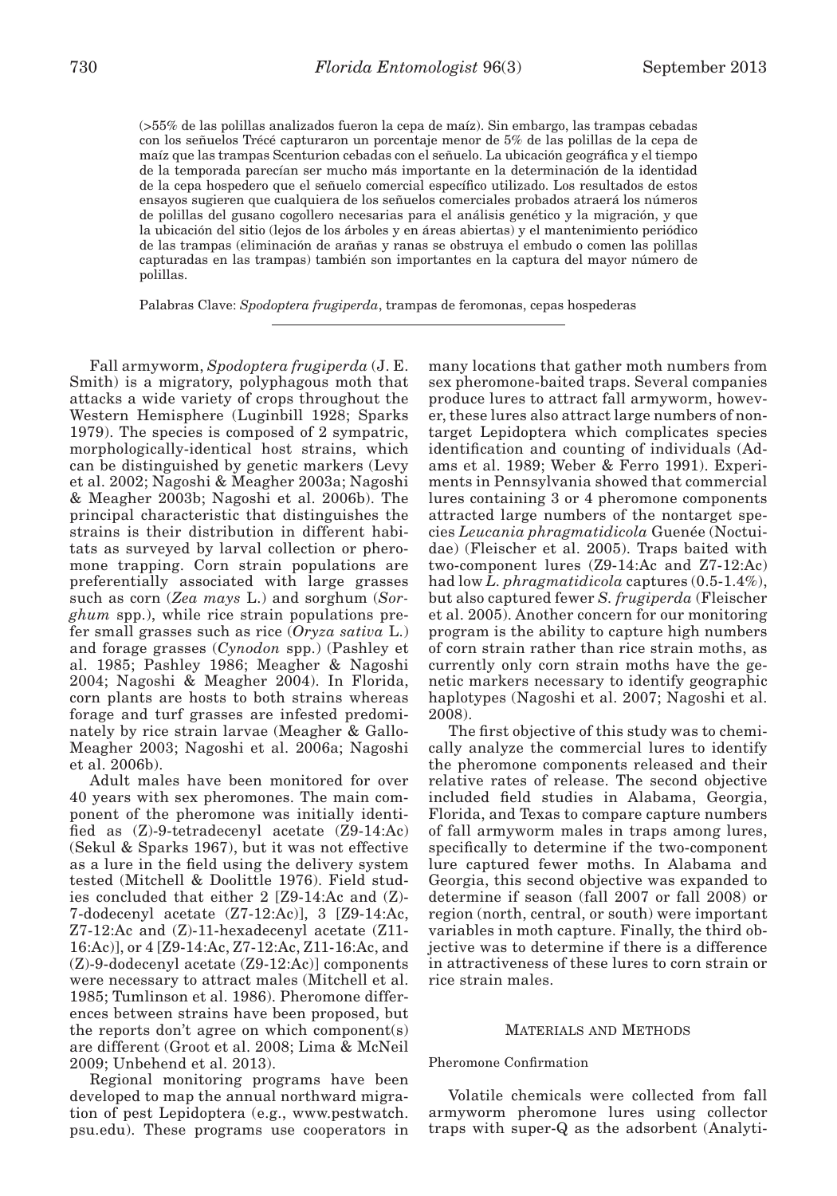(>55% de las polillas analizados fueron la cepa de maíz). Sin embargo, las trampas cebadas con los señuelos Trécé capturaron un porcentaje menor de 5% de las polillas de la cepa de maíz que las trampas Scenturion cebadas con el señuelo. La ubicación geográfica y el tiempo de la temporada parecían ser mucho más importante en la determinación de la identidad de la cepa hospedero que el señuelo comercial específico utilizado. Los resultados de estos ensayos sugieren que cualquiera de los señuelos comerciales probados atraerá los números de polillas del gusano cogollero necesarias para el análisis genético y la migración, y que la ubicación del sitio (lejos de los árboles y en áreas abiertas) y el mantenimiento periódico de las trampas (eliminación de arañas y ranas se obstruya el embudo o comen las polillas capturadas en las trampas) también son importantes en la captura del mayor número de polillas.

Palabras Clave: *Spodoptera frugiperda*, trampas de feromonas, cepas hospederas

---

Fall armyworm, *Spodoptera frugiperda* (J. E. Smith) is a migratory, polyphagous moth that attacks a wide variety of crops throughout the Western Hemisphere (Luginbill 1928; Sparks 1979). The species is composed of 2 sympatric, morphologically-identical host strains, which can be distinguished by genetic markers (Levy et al. 2002; Nagoshi & Meagher 2003a; Nagoshi & Meagher 2003b; Nagoshi et al. 2006b). The principal characteristic that distinguishes the strains is their distribution in different habitats as surveyed by larval collection or pheromone trapping. Corn strain populations are preferentially associated with large grasses such as corn (*Zea mays* L.) and sorghum (*Sorghum* spp.), while rice strain populations prefer small grasses such as rice (*Oryza sativa* L.) and forage grasses (*Cynodon* spp.) (Pashley et al. 1985; Pashley 1986; Meagher & Nagoshi 2004; Nagoshi & Meagher 2004). In Florida, corn plants are hosts to both strains whereas forage and turf grasses are infested predominately by rice strain larvae (Meagher & Gallo-Meagher 2003; Nagoshi et al. 2006a; Nagoshi et al. 2006b).

Adult males have been monitored for over 40 years with sex pheromones. The main component of the pheromone was initially identified as (Z)-9-tetradecenyl acetate (Z9-14:Ac) (Sekul & Sparks 1967), but it was not effective as a lure in the field using the delivery system tested (Mitchell & Doolittle 1976). Field studies concluded that either 2 [Z9-14:Ac and (Z)-7-dodecenyl acetate (Z7-12:Ac)], 3 [Z9-14:Ac, Z7-12:Ac and (Z)-11-hexadecenyl acetate (Z11-16:Ac)], or 4 [Z9-14:Ac, Z7-12:Ac, Z11-16:Ac, and (Z)-9-dodecenyl acetate (Z9-12:Ac)] components were necessary to attract males (Mitchell et al. 1985; Tumlinson et al. 1986). Pheromone differences between strains have been proposed, but the reports don't agree on which component(s) are different (Groot et al. 2008; Lima & McNeil 2009; Unbehend et al. 2013).

Regional monitoring programs have been developed to map the annual northward migration of pest Lepidoptera (e.g., www.pestwatch.psu.edu). These programs use cooperators in many locations that gather moth numbers from sex pheromone-baited traps. Several companies produce lures to attract fall armyworm, however, these lures also attract large numbers of nontarget Lepidoptera which complicates species identification and counting of individuals (Adams et al. 1989; Weber & Ferro 1991). Experiments in Pennsylvania showed that commercial lures containing 3 or 4 pheromone components attracted large numbers of the nontarget species *Leucania phragmatidicola* Guenée (Noctuidae) (Fleischer et al. 2005). Traps baited with two-component lures (Z9-14:Ac and Z7-12:Ac) had low *L. phragmatidicola* captures (0.5-1.4%), but also captured fewer *S. frugiperda* (Fleischer et al. 2005). Another concern for our monitoring program is the ability to capture high numbers of corn strain rather than rice strain moths, as currently only corn strain moths have the genetic markers necessary to identify geographic haplotypes (Nagoshi et al. 2007; Nagoshi et al. 2008).

The first objective of this study was to chemically analyze the commercial lures to identify the pheromone components released and their relative rates of release. The second objective included field studies in Alabama, Georgia, Florida, and Texas to compare capture numbers of fall armyworm males in traps among lures, specifically to determine if the two-component lure captured fewer moths. In Alabama and Georgia, this second objective was expanded to determine if season (fall 2007 or fall 2008) or region (north, central, or south) were important variables in moth capture. Finally, the third objective was to determine if there is a difference in attractiveness of these lures to corn strain or rice strain males.

## Materials and Methods

### Pheromone Confirmation

Volatile chemicals were collected from fall armyworm pheromone lures using collector traps with super-Q as the adsorbent (Analyti-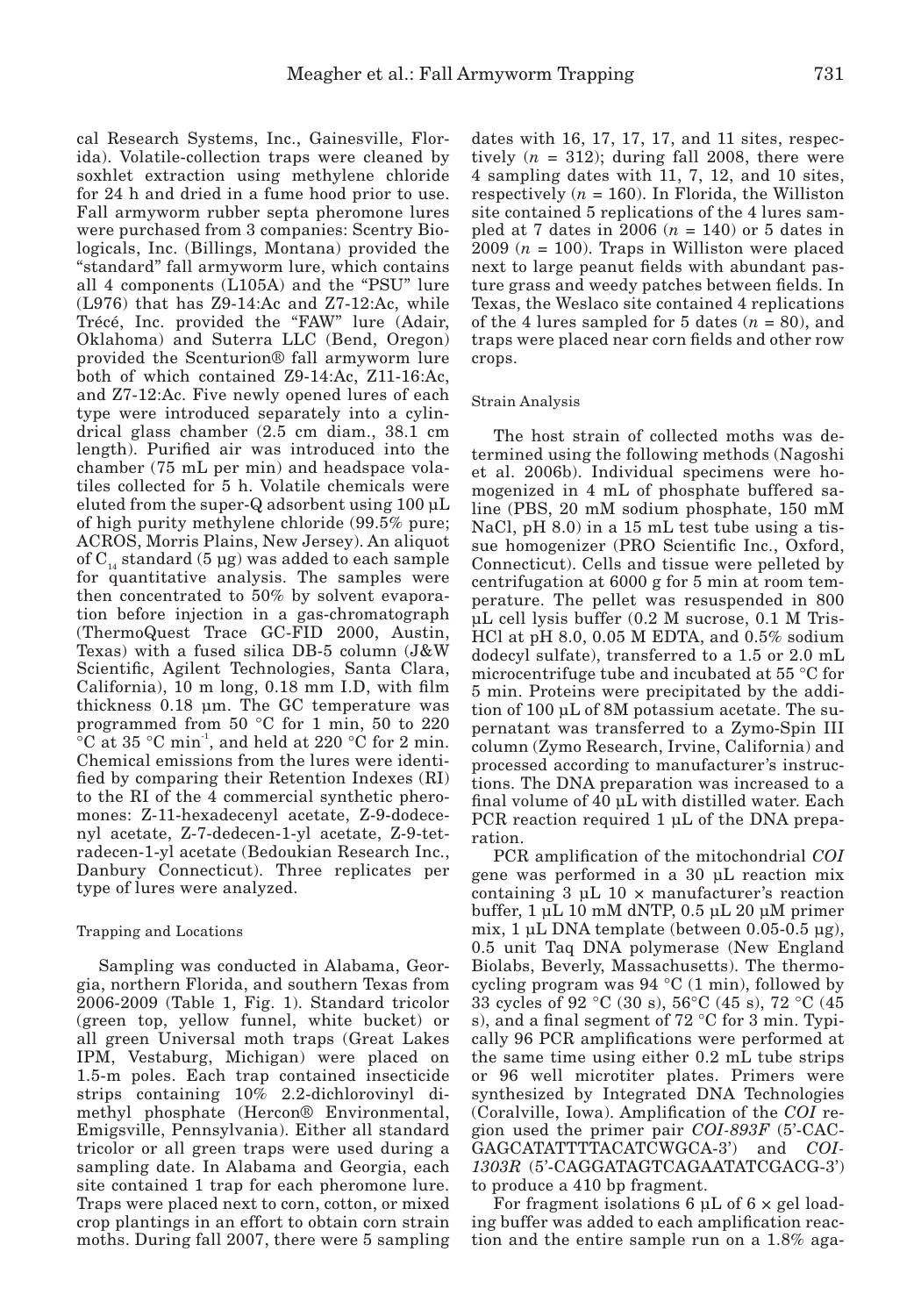cal Research Systems, Inc., Gainesville, Florida). Volatile-collection traps were cleaned by soxhlet extraction using methylene chloride for 24 h and dried in a fume hood prior to use. Fall armyworm rubber septa pheromone lures were purchased from 3 companies: Scentry Biologicals, Inc. (Billings, Montana) provided the "standard" fall armyworm lure, which contains all 4 components (L105A) and the "PSU" lure (L976) that has Z9-14:Ac and Z7-12:Ac, while Trécé, Inc. provided the "FAW" lure (Adair, Oklahoma) and Suterra LLC (Bend, Oregon) provided the Scenturion® fall armyworm lure both of which contained Z9-14:Ac, Z11-16:Ac, and Z7-12:Ac. Five newly opened lures of each type were introduced separately into a cylindrical glass chamber (2.5 cm diam., 38.1 cm length). Purified air was introduced into the chamber (75 mL per min) and headspace volatiles collected for 5 h. Volatile chemicals were eluted from the super-Q adsorbent using 100 µL of high purity methylene chloride (99.5% pure; ACROS, Morris Plains, New Jersey). An aliquot of $C_{14}$ standard (5 µg) was added to each sample for quantitative analysis. The samples were then concentrated to 50% by solvent evaporation before injection in a gas-chromatograph (ThermoQuest Trace GC-FID 2000, Austin, Texas) with a fused silica DB-5 column (J&W Scientific, Agilent Technologies, Santa Clara, California), 10 m long, 0.18 mm I.D, with film thickness 0.18 µm. The GC temperature was programmed from 50 °C for 1 min, 50 to 220 °C at 35 °C min$^{-1}$, and held at 220 °C for 2 min. Chemical emissions from the lures were identified by comparing their Retention Indexes (RI) to the RI of the 4 commercial synthetic pheromones: Z-11-hexadecenyl acetate, Z-9-dodecenyl acetate, Z-7-dedecen-1-yl acetate, Z-9-tetradecen-1-yl acetate (Bedoukian Research Inc., Danbury Connecticut). Three replicates per type of lures were analyzed.

### Trapping and Locations

Sampling was conducted in Alabama, Georgia, northern Florida, and southern Texas from 2006-2009 (Table 1, Fig. 1). Standard tricolor (green top, yellow funnel, white bucket) or all green Universal moth traps (Great Lakes IPM, Vestaburg, Michigan) were placed on 1.5-m poles. Each trap contained insecticide strips containing 10% 2.2-dichlorovinyl dimethyl phosphate (Hercon® Environmental, Emigsville, Pennsylvania). Either all standard tricolor or all green traps were used during a sampling date. In Alabama and Georgia, each site contained 1 trap for each pheromone lure. Traps were placed next to corn, cotton, or mixed crop plantings in an effort to obtain corn strain moths. During fall 2007, there were 5 sampling dates with 16, 17, 17, 17, and 11 sites, respectively ($n$ = 312); during fall 2008, there were 4 sampling dates with 11, 7, 12, and 10 sites, respectively ($n$ = 160). In Florida, the Williston site contained 5 replications of the 4 lures sampled at 7 dates in 2006 ($n$ = 140) or 5 dates in 2009 ($n$ = 100). Traps in Williston were placed next to large peanut fields with abundant pasture grass and weedy patches between fields. In Texas, the Weslaco site contained 4 replications of the 4 lures sampled for 5 dates ($n$ = 80), and traps were placed near corn fields and other row crops.

### Strain Analysis

The host strain of collected moths was determined using the following methods (Nagoshi et al. 2006b). Individual specimens were homogenized in 4 mL of phosphate buffered saline (PBS, 20 mM sodium phosphate, 150 mM NaCl, pH 8.0) in a 15 mL test tube using a tissue homogenizer (PRO Scientific Inc., Oxford, Connecticut). Cells and tissue were pelleted by centrifugation at 6000 g for 5 min at room temperature. The pellet was resuspended in 800 µL cell lysis buffer (0.2 M sucrose, 0.1 M Tris-HCl at pH 8.0, 0.05 M EDTA, and 0.5% sodium dodecyl sulfate), transferred to a 1.5 or 2.0 mL microcentrifuge tube and incubated at 55 °C for 5 min. Proteins were precipitated by the addition of 100 µL of 8M potassium acetate. The supernatant was transferred to a Zymo-Spin III column (Zymo Research, Irvine, California) and processed according to manufacturer's instructions. The DNA preparation was increased to a final volume of 40 µL with distilled water. Each PCR reaction required 1 µL of the DNA preparation.

PCR amplification of the mitochondrial *COI* gene was performed in a 30 µL reaction mix containing 3 µL 10 × manufacturer's reaction buffer, 1 µL 10 mM dNTP, 0.5 µL 20 µM primer mix, 1 µL DNA template (between 0.05-0.5 µg), 0.5 unit Taq DNA polymerase (New England Biolabs, Beverly, Massachusetts). The thermocycling program was 94 °C (1 min), followed by 33 cycles of 92 °C (30 s), 56°C (45 s), 72 °C (45 s), and a final segment of 72 °C for 3 min. Typically 96 PCR amplifications were performed at the same time using either 0.2 mL tube strips or 96 well microtiter plates. Primers were synthesized by Integrated DNA Technologies (Coralville, Iowa). Amplification of the *COI* region used the primer pair *COI-893F* (5'-CACGAGCATATTTTACATCWGCA-3') and *COI-1303R* (5'-CAGGATAGTCAGAATATCGACG-3') to produce a 410 bp fragment.

For fragment isolations 6 µL of 6 × gel loading buffer was added to each amplification reaction and the entire sample run on a 1.8% aga-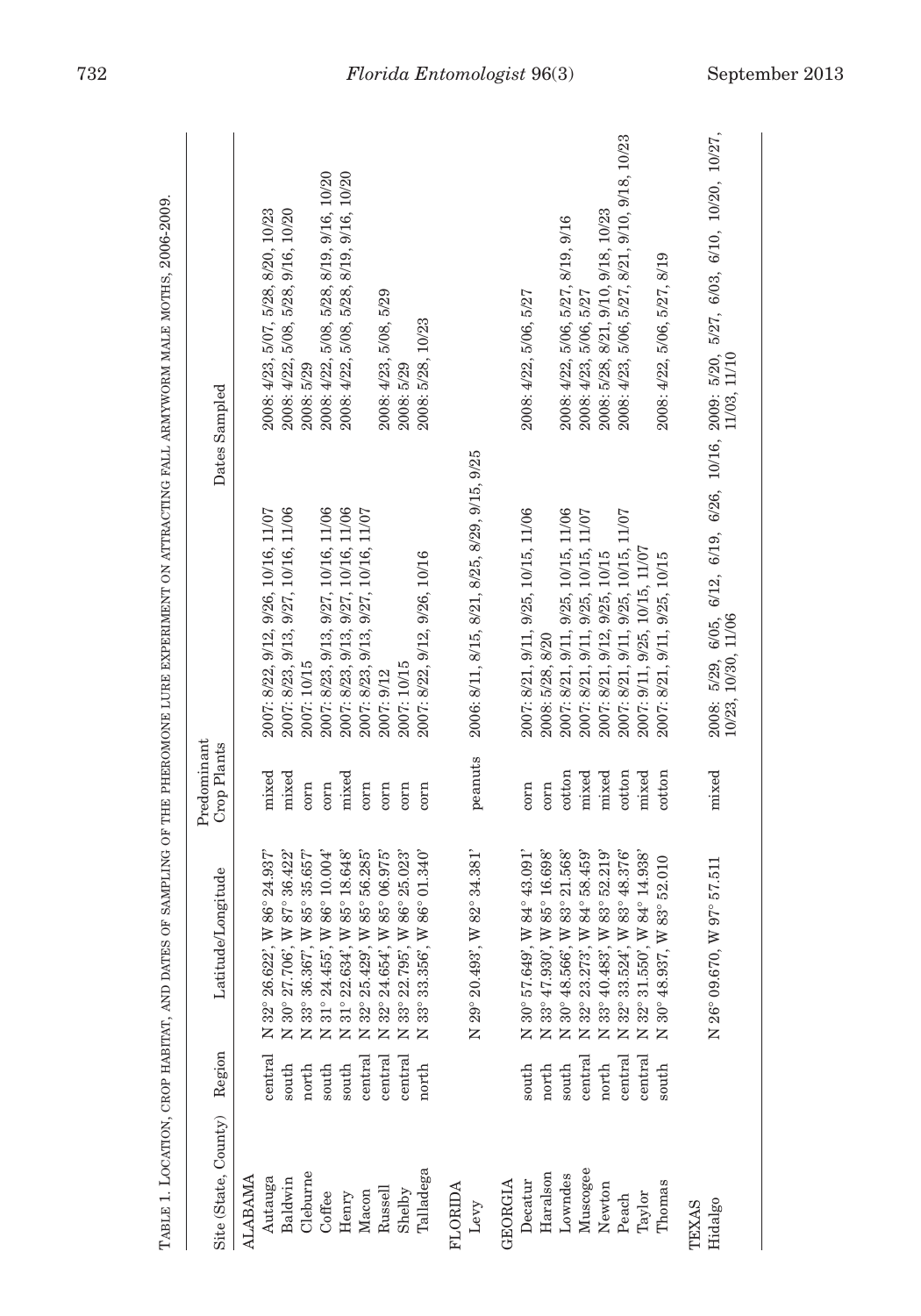Table 1. Location, crop habitat, and dates of sampling of the pheromone lure experiment on attracting fall armyworm male moths, 2006-2009.

| Site (State, County) | Region | Latitude/Longitude | Predominant Crop Plants | Dates Sampled | |
|---|---|---|---|---|---|
| ALABAMA | | | | | |
| Autauga | central | N 32° 26.622', W 86° 24.937' | mixed | 2007: 8/22, 9/12, 9/26, 10/16, 11/07 | 2008: 4/23, 5/07, 5/28, 8/20, 10/23 |
| Baldwin | south | N 30° 27.706', W 87° 36.422' | mixed | 2007: 8/23, 9/13, 9/27, 10/16, 11/06 | 2008: 4/22, 5/08, 5/28, 9/16, 10/20 |
| Cleburne | north | N 33° 36.367', W 85° 35.657' | corn | 2007: 10/15 | 2008: 5/29 |
| Coffee | south | N 31° 24.455', W 86° 10.004' | corn | 2007: 8/23, 9/13, 9/27, 10/16, 11/06 | 2008: 4/22, 5/08, 5/28, 8/19, 9/16, 10/20 |
| Henry | south | N 31° 22.634', W 85° 18.648' | mixed | 2007: 8/23, 9/13, 9/27, 10/16, 11/06 | 2008: 4/22, 5/08, 5/28, 8/19, 9/16, 10/20 |
| Macon | central | N 32° 25.429', W 85° 56.285' | corn | 2007: 8/23, 9/13, 9/27, 10/16, 11/07 | |
| Russell | central | N 32° 24.654', W 85° 06.975' | corn | 2007: 9/12 | 2008: 4/23, 5/08, 5/29 |
| Shelby | central | N 33° 22.795', W 86° 25.023' | corn | 2007: 10/15 | 2008: 5/29 |
| Talladega | north | N 33° 33.356', W 86° 01.340' | corn | 2007: 8/22, 9/12, 9/26, 10/16 | 2008: 5/28, 10/23 |
| FLORIDA | | | | | |
| Levy | | N 29° 20.493', W 82° 34.381' | peanuts | 2006: 8/11, 8/15, 8/21, 8/25, 8/29, 9/15, 9/25 | |
| GEORGIA | | | | | |
| Decatur | south | N 30° 57.649', W 84° 43.091' | corn | 2007: 8/21, 9/11, 9/25, 10/15, 11/06 | 2008: 4/22, 5/06, 5/27 |
| Haralson | north | N 33° 47.930', W 85° 16.698' | corn | 2008: 5/28, 8/20 | |
| Lowndes | south | N 30° 48.566', W 83° 21.568' | cotton | 2007: 8/21, 9/11, 9/25, 10/15, 11/06 | 2008: 4/22, 5/06, 5/27, 8/19, 9/16 |
| Muscogee | central | N 32° 23.273', W 84° 58.459' | mixed | 2007: 8/21, 9/11, 9/25, 10/15, 11/07 | 2008: 4/23, 5/06, 5/27 |
| Newton | north | N 33° 40.483', W 83° 52.219' | mixed | 2007: 8/21, 9/12, 9/25, 10/15 | 2008: 5/28, 8/21, 9/10, 9/18, 10/23 |
| Peach | central | N 32° 33.524', W 83° 48.376' | cotton | 2007: 8/21, 9/11, 9/25, 10/15, 11/07 | 2008: 4/23, 5/06, 5/27, 8/21, 9/10, 9/18, 10/23 |
| Taylor | central | N 32° 31.550', W 84° 14.938' | mixed | 2007: 9/11, 9/25, 10/15, 11/07 | |
| Thomas | south | N 30° 48.937, W 83° 52.010 | cotton | 2007: 8/21, 9/11, 9/25, 10/15 | 2008: 4/22, 5/06, 5/27, 8/19 |
| TEXAS | | | | | |
| Hidalgo | | N 26° 09.670, W 97° 57.511 | mixed | 2008: 5/29, 6/05, 6/12, 6/19, 6/26, 10/16, 10/23, 10/30, 11/06 | 2009: 5/20, 5/27, 6/03, 6/10, 10/20, 10/27, 11/03, 11/10 |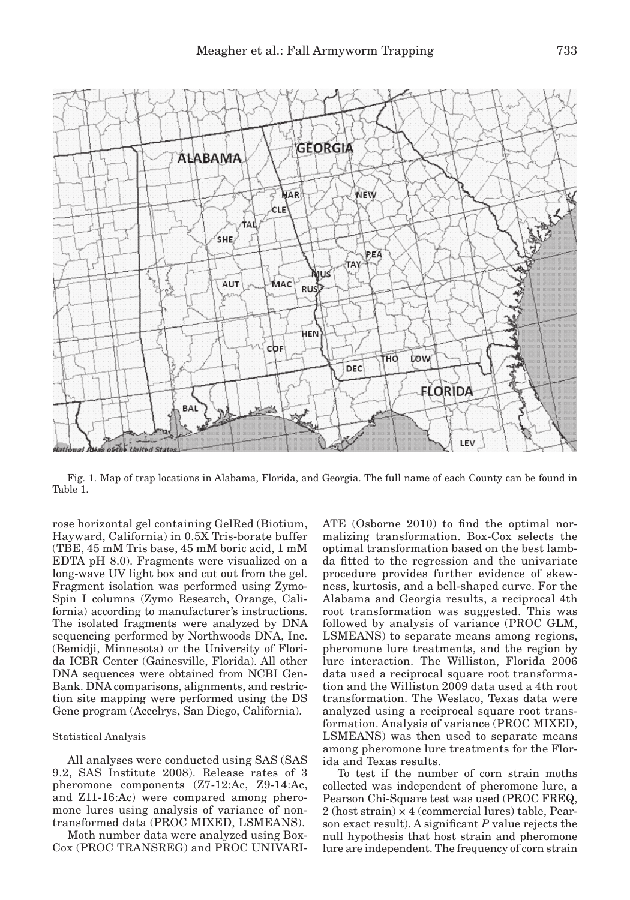Fig. 1. Map of trap locations in Alabama, Florida, and Georgia. The full name of each County can be found in Table 1.

rose horizontal gel containing GelRed (Biotium, Hayward, California) in 0.5X Tris-borate buffer (TBE, 45 mM Tris base, 45 mM boric acid, 1 mM EDTA pH 8.0). Fragments were visualized on a long-wave UV light box and cut out from the gel. Fragment isolation was performed using Zymo-Spin I columns (Zymo Research, Orange, California) according to manufacturer's instructions. The isolated fragments were analyzed by DNA sequencing performed by Northwoods DNA, Inc. (Bemidji, Minnesota) or the University of Florida ICBR Center (Gainesville, Florida). All other DNA sequences were obtained from NCBI GenBank. DNA comparisons, alignments, and restriction site mapping were performed using the DS Gene program (Accelrys, San Diego, California).

### Statistical Analysis

All analyses were conducted using SAS (SAS 9.2, SAS Institute 2008). Release rates of 3 pheromone components (Z7-12:Ac, Z9-14:Ac, and Z11-16:Ac) were compared among pheromone lures using analysis of variance of non-transformed data (PROC MIXED, LSMEANS).

Moth number data were analyzed using Box-Cox (PROC TRANSREG) and PROC UNIVARIATE (Osborne 2010) to find the optimal normalizing transformation. Box-Cox selects the optimal transformation based on the best lambda fitted to the regression and the univariate procedure provides further evidence of skewness, kurtosis, and a bell-shaped curve. For the Alabama and Georgia results, a reciprocal 4th root transformation was suggested. This was followed by analysis of variance (PROC GLM, LSMEANS) to separate means among regions, pheromone lure treatments, and the region by lure interaction. The Williston, Florida 2006 data used a reciprocal square root transformation and the Williston 2009 data used a 4th root transformation. The Weslaco, Texas data were analyzed using a reciprocal square root transformation. Analysis of variance (PROC MIXED, LSMEANS) was then used to separate means among pheromone lure treatments for the Florida and Texas results.

To test if the number of corn strain moths collected was independent of pheromone lure, a Pearson Chi-Square test was used (PROC FREQ, 2 (host strain) × 4 (commercial lures) table, Pearson exact result). A significant *P* value rejects the null hypothesis that host strain and pheromone lure are independent. The frequency of corn strain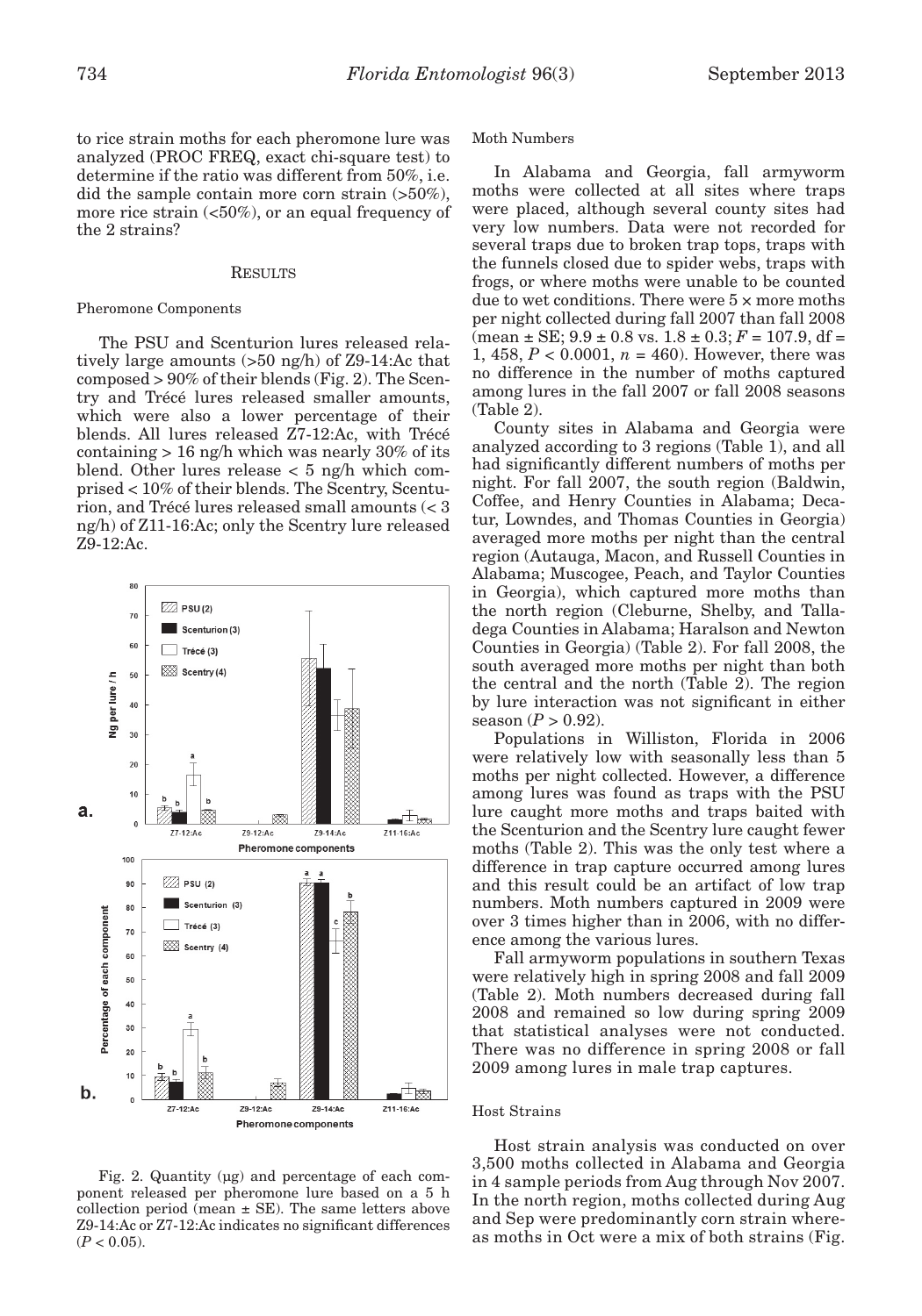to rice strain moths for each pheromone lure was analyzed (PROC FREQ, exact chi-square test) to determine if the ratio was different from 50%, i.e. did the sample contain more corn strain (>50%), more rice strain (<50%), or an equal frequency of the 2 strains?

## RESULTS

### Pheromone Components

The PSU and Scenturion lures released relatively large amounts (>50 ng/h) of Z9-14:Ac that composed > 90% of their blends (Fig. 2). The Scentry and Trécé lures released smaller amounts, which were also a lower percentage of their blends. All lures released Z7-12:Ac, with Trécé containing > 16 ng/h which was nearly 30% of its blend. Other lures release < 5 ng/h which comprised < 10% of their blends. The Scentry, Scenturion, and Trécé lures released small amounts (< 3 ng/h) of Z11-16:Ac; only the Scentry lure released Z9-12:Ac.

Fig. 2. Quantity (µg) and percentage of each component released per pheromone lure based on a 5 h collection period (mean ± SE). The same letters above Z9-14:Ac or Z7-12:Ac indicates no significant differences ($P < 0.05$).

### Moth Numbers

In Alabama and Georgia, fall armyworm moths were collected at all sites where traps were placed, although several county sites had very low numbers. Data were not recorded for several traps due to broken trap tops, traps with the funnels closed due to spider webs, traps with frogs, or where moths were unable to be counted due to wet conditions. There were 5 × more moths per night collected during fall 2007 than fall 2008 (mean ± SE; 9.9 ± 0.8 vs. 1.8 ± 0.3; $F = 107.9$, df = 1, 458, $P < 0.0001$, $n = 460$). However, there was no difference in the number of moths captured among lures in the fall 2007 or fall 2008 seasons (Table 2).

County sites in Alabama and Georgia were analyzed according to 3 regions (Table 1), and all had significantly different numbers of moths per night. For fall 2007, the south region (Baldwin, Coffee, and Henry Counties in Alabama; Decatur, Lowndes, and Thomas Counties in Georgia) averaged more moths per night than the central region (Autauga, Macon, and Russell Counties in Alabama; Muscogee, Peach, and Taylor Counties in Georgia), which captured more moths than the north region (Cleburne, Shelby, and Talladega Counties in Alabama; Haralson and Newton Counties in Georgia) (Table 2). For fall 2008, the south averaged more moths per night than both the central and the north (Table 2). The region by lure interaction was not significant in either season ($P > 0.92$).

Populations in Williston, Florida in 2006 were relatively low with seasonally less than 5 moths per night collected. However, a difference among lures was found as traps with the PSU lure caught more moths and traps baited with the Scenturion and the Scentry lure caught fewer moths (Table 2). This was the only test where a difference in trap capture occurred among lures and this result could be an artifact of low trap numbers. Moth numbers captured in 2009 were over 3 times higher than in 2006, with no difference among the various lures.

Fall armyworm populations in southern Texas were relatively high in spring 2008 and fall 2009 (Table 2). Moth numbers decreased during fall 2008 and remained so low during spring 2009 that statistical analyses were not conducted. There was no difference in spring 2008 or fall 2009 among lures in male trap captures.

### Host Strains

Host strain analysis was conducted on over 3,500 moths collected in Alabama and Georgia in 4 sample periods from Aug through Nov 2007. In the north region, moths collected during Aug and Sep were predominantly corn strain whereas moths in Oct were a mix of both strains (Fig.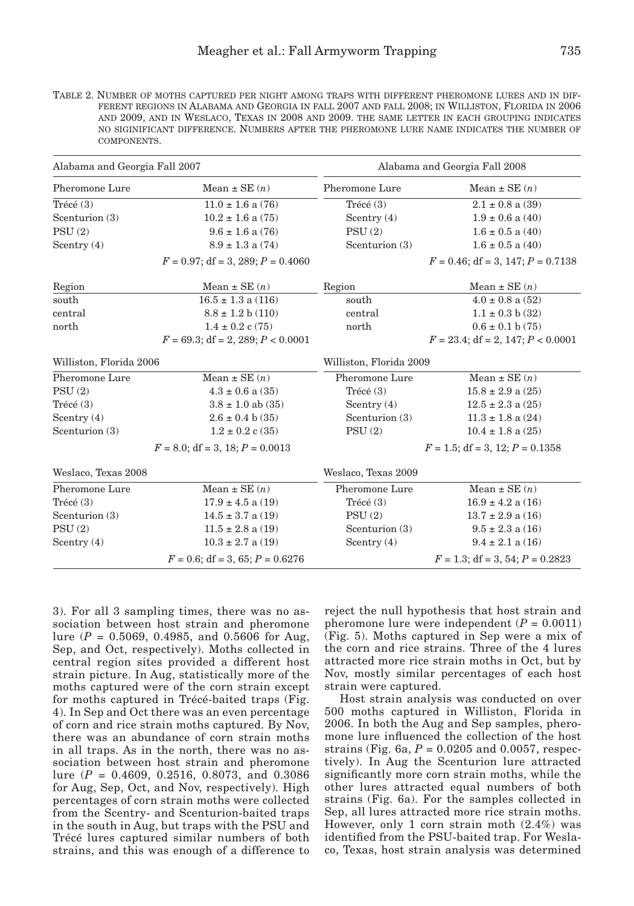TABLE 2. NUMBER OF MOTHS CAPTURED PER NIGHT AMONG TRAPS WITH DIFFERENT PHEROMONE LURES AND IN DIFFERENT REGIONS IN ALABAMA AND GEORGIA IN FALL 2007 AND FALL 2008; IN WILLISTON, FLORIDA IN 2006 AND 2009, AND IN WESLACO, TEXAS IN 2008 AND 2009. THE SAME LETTER IN EACH GROUPING INDICATES NO SIGINIFICANT DIFFERENCE. NUMBERS AFTER THE PHEROMONE LURE NAME INDICATES THE NUMBER OF COMPONENTS.

| Alabama and Georgia Fall 2007 | | Alabama and Georgia Fall 2008 | |
|---|---|---|---|
| Pheromone Lure | Mean ± SE ($n$) | Pheromone Lure | Mean ± SE ($n$) |
| Trécé (3) | 11.0 ± 1.6 a (76) | Trécé (3) | 2.1 ± 0.8 a (39) |
| Scenturion (3) | 10.2 ± 1.6 a (75) | Scentry (4) | 1.9 ± 0.6 a (40) |
| PSU (2) | 9.6 ± 1.6 a (76) | PSU (2) | 1.6 ± 0.5 a (40) |
| Scentry (4) | 8.9 ± 1.3 a (74) | Scenturion (3) | 1.6 ± 0.5 a (40) |
| | $F = 0.97$; df = 3, 289; $P = 0.4060$ | | $F = 0.46$; df = 3, 147; $P = 0.7138$ |
| Region | Mean ± SE ($n$) | Region | Mean ± SE ($n$) |
| south | 16.5 ± 1.3 a (116) | south | 4.0 ± 0.8 a (52) |
| central | 8.8 ± 1.2 b (110) | central | 1.1 ± 0.3 b (32) |
| north | 1.4 ± 0.2 c (75) | north | 0.6 ± 0.1 b (75) |
| | $F = 69.3$; df = 2, 289; $P < 0.0001$ | | $F = 23.4$; df = 2, 147; $P < 0.0001$ |

| Williston, Florida 2006 | | Williston, Florida 2009 | |
|---|---|---|---|
| Pheromone Lure | Mean ± SE ($n$) | Pheromone Lure | Mean ± SE ($n$) |
| PSU (2) | 4.3 ± 0.6 a (35) | Trécé (3) | 15.8 ± 2.9 a (25) |
| Trécé (3) | 3.8 ± 1.0 ab (35) | Scentry (4) | 12.5 ± 2.3 a (25) |
| Scentry (4) | 2.6 ± 0.4 b (35) | Scenturion (3) | 11.3 ± 1.8 a (24) |
| Scenturion (3) | 1.2 ± 0.2 c (35) | PSU (2) | 10.4 ± 1.8 a (25) |
| | $F = 8.0$; df = 3, 18; $P = 0.0013$ | | $F = 1.5$; df = 3, 12; $P = 0.1358$ |

| Weslaco, Texas 2008 | | Weslaco, Texas 2009 | |
|---|---|---|---|
| Pheromone Lure | Mean ± SE ($n$) | Pheromone Lure | Mean ± SE ($n$) |
| Trécé (3) | 17.9 ± 4.5 a (19) | Trécé (3) | 16.9 ± 4.2 a (16) |
| Scenturion (3) | 14.5 ± 3.7 a (19) | PSU (2) | 13.7 ± 2.9 a (16) |
| PSU (2) | 11.5 ± 2.8 a (19) | Scenturion (3) | 9.5 ± 2.3 a (16) |
| Scentry (4) | 10.3 ± 2.7 a (19) | Scentry (4) | 9.4 ± 2.1 a (16) |
| | $F = 0.6$; df = 3, 65; $P = 0.6276$ | | $F = 1.3$; df = 3, 54; $P = 0.2823$ |

3). For all 3 sampling times, there was no association between host strain and pheromone lure ($P = 0.5069$, 0.4985, and 0.5606 for Aug, Sep, and Oct, respectively). Moths collected in central region sites provided a different host strain picture. In Aug, statistically more of the moths captured were of the corn strain except for moths captured in Trécé-baited traps (Fig. 4). In Sep and Oct there was an even percentage of corn and rice strain moths captured. By Nov, there was an abundance of corn strain moths in all traps. As in the north, there was no association between host strain and pheromone lure ($P = 0.4609$, 0.2516, 0.8073, and 0.3086 for Aug, Sep, Oct, and Nov, respectively). High percentages of corn strain moths were collected from the Scentry- and Scenturion-baited traps in the south in Aug, but traps with the PSU and Trécé lures captured similar numbers of both strains, and this was enough of a difference to reject the null hypothesis that host strain and pheromone lure were independent ($P = 0.0011$) (Fig. 5). Moths captured in Sep were a mix of the corn and rice strains. Three of the 4 lures attracted more rice strain moths in Oct, but by Nov, mostly similar percentages of each host strain were captured.

Host strain analysis was conducted on over 500 moths captured in Williston, Florida in 2006. In both the Aug and Sep samples, pheromone lure influenced the collection of the host strains (Fig. 6a, $P = 0.0205$ and 0.0057, respectively). In Aug the Scenturion lure attracted significantly more corn strain moths, while the other lures attracted equal numbers of both strains (Fig. 6a). For the samples collected in Sep, all lures attracted more rice strain moths. However, only 1 corn strain moth (2.4%) was identified from the PSU-baited trap. For Weslaco, Texas, host strain analysis was determined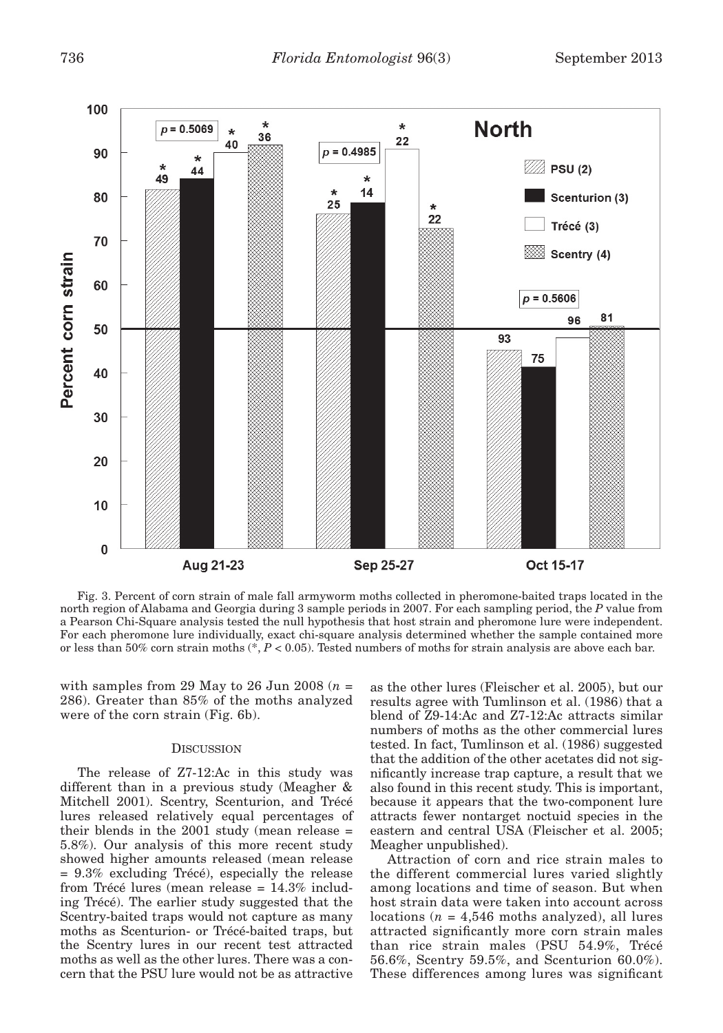Fig. 3. Percent of corn strain of male fall armyworm moths collected in pheromone-baited traps located in the north region of Alabama and Georgia during 3 sample periods in 2007. For each sampling period, the *P* value from a Pearson Chi-Square analysis tested the null hypothesis that host strain and pheromone lure were independent. For each pheromone lure individually, exact chi-square analysis determined whether the sample contained more or less than 50% corn strain moths (*, $P < 0.05$). Tested numbers of moths for strain analysis are above each bar.

with samples from 29 May to 26 Jun 2008 ($n$ = 286). Greater than 85% of the moths analyzed were of the corn strain (Fig. 6b).

## Discussion

The release of Z7-12:Ac in this study was different than in a previous study (Meagher & Mitchell 2001). Scentry, Scenturion, and Trécé lures released relatively equal percentages of their blends in the 2001 study (mean release = 5.8%). Our analysis of this more recent study showed higher amounts released (mean release = 9.3% excluding Trécé), especially the release from Trécé lures (mean release = 14.3% including Trécé). The earlier study suggested that the Scentry-baited traps would not capture as many moths as Scenturion- or Trécé-baited traps, but the Scentry lures in our recent test attracted moths as well as the other lures. There was a concern that the PSU lure would not be as attractive as the other lures (Fleischer et al. 2005), but our results agree with Tumlinson et al. (1986) that a blend of Z9-14:Ac and Z7-12:Ac attracts similar numbers of moths as the other commercial lures tested. In fact, Tumlinson et al. (1986) suggested that the addition of the other acetates did not significantly increase trap capture, a result that we also found in this recent study. This is important, because it appears that the two-component lure attracts fewer nontarget noctuid species in the eastern and central USA (Fleischer et al. 2005; Meagher unpublished).

Attraction of corn and rice strain males to the different commercial lures varied slightly among locations and time of season. But when host strain data were taken into account across locations ($n$ = 4,546 moths analyzed), all lures attracted significantly more corn strain males than rice strain males (PSU 54.9%, Trécé 56.6%, Scentry 59.5%, and Scenturion 60.0%). These differences among lures was significant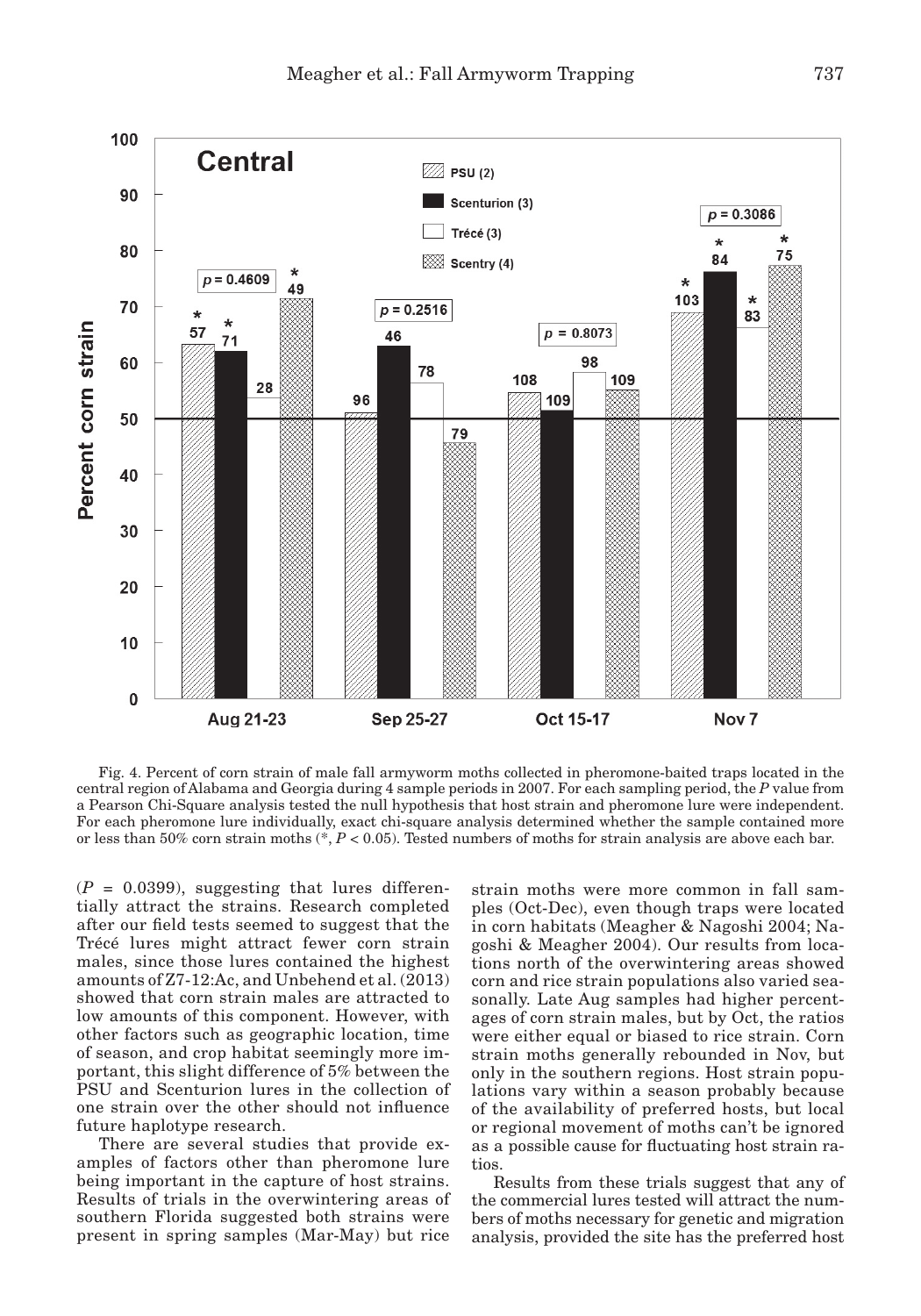Fig. 4. Percent of corn strain of male fall armyworm moths collected in pheromone-baited traps located in the central region of Alabama and Georgia during 4 sample periods in 2007. For each sampling period, the *P* value from a Pearson Chi-Square analysis tested the null hypothesis that host strain and pheromone lure were independent. For each pheromone lure individually, exact chi-square analysis determined whether the sample contained more or less than 50% corn strain moths (*, $P < 0.05$). Tested numbers of moths for strain analysis are above each bar.

($P$ = 0.0399), suggesting that lures differentially attract the strains. Research completed after our field tests seemed to suggest that the Trécé lures might attract fewer corn strain males, since those lures contained the highest amounts of Z7-12:Ac, and Unbehend et al. (2013) showed that corn strain males are attracted to low amounts of this component. However, with other factors such as geographic location, time of season, and crop habitat seemingly more important, this slight difference of 5% between the PSU and Scenturion lures in the collection of one strain over the other should not influence future haplotype research.

There are several studies that provide examples of factors other than pheromone lure being important in the capture of host strains. Results of trials in the overwintering areas of southern Florida suggested both strains were present in spring samples (Mar-May) but rice strain moths were more common in fall samples (Oct-Dec), even though traps were located in corn habitats (Meagher & Nagoshi 2004; Nagoshi & Meagher 2004). Our results from locations north of the overwintering areas showed corn and rice strain populations also varied seasonally. Late Aug samples had higher percentages of corn strain males, but by Oct, the ratios were either equal or biased to rice strain. Corn strain moths generally rebounded in Nov, but only in the southern regions. Host strain populations vary within a season probably because of the availability of preferred hosts, but local or regional movement of moths can't be ignored as a possible cause for fluctuating host strain ratios.

Results from these trials suggest that any of the commercial lures tested will attract the numbers of moths necessary for genetic and migration analysis, provided the site has the preferred host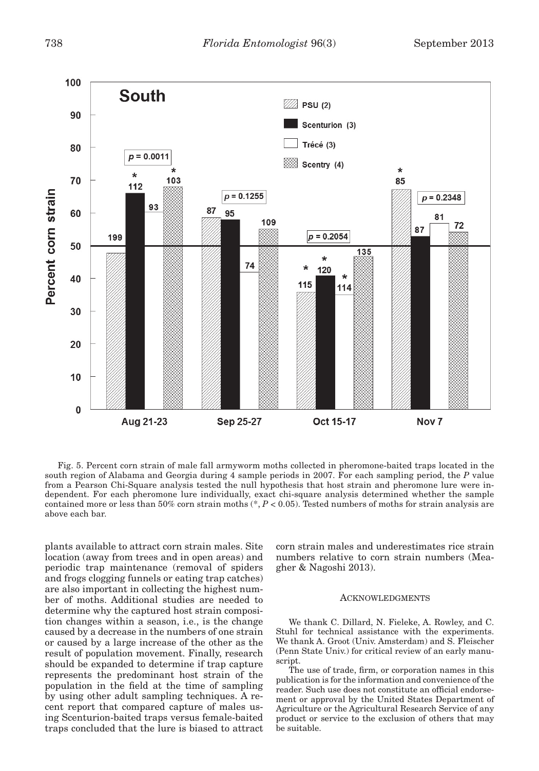Fig. 5. Percent corn strain of male fall armyworm moths collected in pheromone-baited traps located in the south region of Alabama and Georgia during 4 sample periods in 2007. For each sampling period, the *P* value from a Pearson Chi-Square analysis tested the null hypothesis that host strain and pheromone lure were independent. For each pheromone lure individually, exact chi-square analysis determined whether the sample contained more or less than 50% corn strain moths (*, $P < 0.05$). Tested numbers of moths for strain analysis are above each bar.

plants available to attract corn strain males. Site location (away from trees and in open areas) and periodic trap maintenance (removal of spiders and frogs clogging funnels or eating trap catches) are also important in collecting the highest number of moths. Additional studies are needed to determine why the captured host strain composition changes within a season, i.e., is the change caused by a decrease in the numbers of one strain or caused by a large increase of the other as the result of population movement. Finally, research should be expanded to determine if trap capture represents the predominant host strain of the population in the field at the time of sampling by using other adult sampling techniques. A recent report that compared capture of males using Scenturion-baited traps versus female-baited traps concluded that the lure is biased to attract corn strain males and underestimates rice strain numbers relative to corn strain numbers (Meagher & Nagoshi 2013).

## ACKNOWLEDGMENTS

We thank C. Dillard, N. Fieleke, A. Rowley, and C. Stuhl for technical assistance with the experiments. We thank A. Groot (Univ. Amsterdam) and S. Fleischer (Penn State Univ.) for critical review of an early manuscript.

The use of trade, firm, or corporation names in this publication is for the information and convenience of the reader. Such use does not constitute an official endorsement or approval by the United States Department of Agriculture or the Agricultural Research Service of any product or service to the exclusion of others that may be suitable.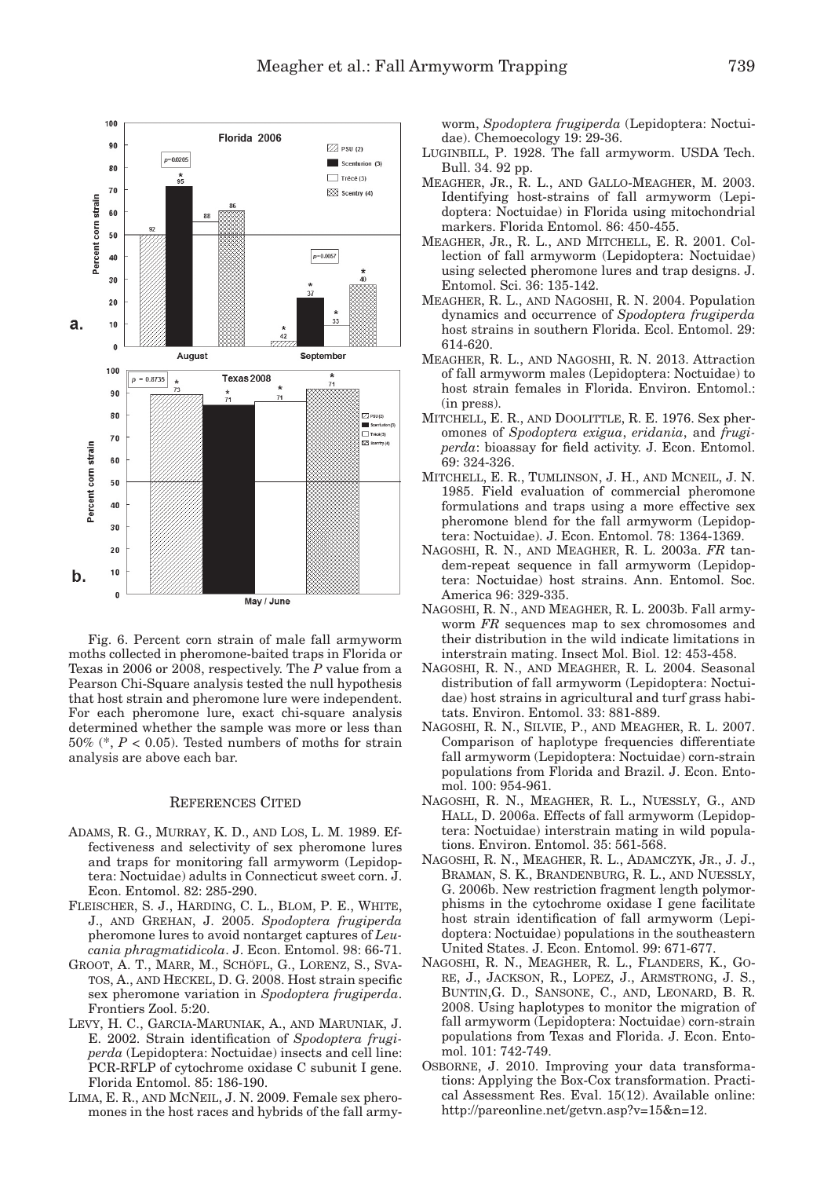Fig. 6. Percent corn strain of male fall armyworm moths collected in pheromone-baited traps in Florida or Texas in 2006 or 2008, respectively. The *P* value from a Pearson Chi-Square analysis tested the null hypothesis that host strain and pheromone lure were independent. For each pheromone lure, exact chi-square analysis determined whether the sample was more or less than 50% (*, $P < 0.05$). Tested numbers of moths for strain analysis are above each bar.

## REFERENCES CITED

ADAMS, R. G., MURRAY, K. D., AND LOS, L. M. 1989. Effectiveness and selectivity of sex pheromone lures and traps for monitoring fall armyworm (Lepidoptera: Noctuidae) adults in Connecticut sweet corn. J. Econ. Entomol. 82: 285-290.

FLEISCHER, S. J., HARDING, C. L., BLOM, P. E., WHITE, J., AND GREHAN, J. 2005. *Spodoptera frugiperda* pheromone lures to avoid nontarget captures of *Leucania phragmatidicola*. J. Econ. Entomol. 98: 66-71.

GROOT, A. T., MARR, M., SCHÖFL, G., LORENZ, S., SVATOS, A., AND HECKEL, D. G. 2008. Host strain specific sex pheromone variation in *Spodoptera frugiperda*. Frontiers Zool. 5:20.

LEVY, H. C., GARCIA-MARUNIAK, A., AND MARUNIAK, J. E. 2002. Strain identification of *Spodoptera frugiperda* (Lepidoptera: Noctuidae) insects and cell line: PCR-RFLP of cytochrome oxidase C subunit I gene. Florida Entomol. 85: 186-190.

LIMA, E. R., AND MCNEIL, J. N. 2009. Female sex pheromones in the host races and hybrids of the fall armyworm, *Spodoptera frugiperda* (Lepidoptera: Noctuidae). Chemoecology 19: 29-36.

LUGINBILL, P. 1928. The fall armyworm. USDA Tech. Bull. 34. 92 pp.

MEAGHER, JR., R. L., AND GALLO-MEAGHER, M. 2003. Identifying host-strains of fall armyworm (Lepidoptera: Noctuidae) in Florida using mitochondrial markers. Florida Entomol. 86: 450-455.

MEAGHER, JR., R. L., AND MITCHELL, E. R. 2001. Collection of fall armyworm (Lepidoptera: Noctuidae) using selected pheromone lures and trap designs. J. Entomol. Sci. 36: 135-142.

MEAGHER, R. L., AND NAGOSHI, R. N. 2004. Population dynamics and occurrence of *Spodoptera frugiperda* host strains in southern Florida. Ecol. Entomol. 29: 614-620.

MEAGHER, R. L., AND NAGOSHI, R. N. 2013. Attraction of fall armyworm males (Lepidoptera: Noctuidae) to host strain females in Florida. Environ. Entomol.: (in press).

MITCHELL, E. R., AND DOOLITTLE, R. E. 1976. Sex pheromones of *Spodoptera exigua*, *eridania*, and *frugiperda*: bioassay for field activity. J. Econ. Entomol. 69: 324-326.

MITCHELL, E. R., TUMLINSON, J. H., AND MCNEIL, J. N. 1985. Field evaluation of commercial pheromone formulations and traps using a more effective sex pheromone blend for the fall armyworm (Lepidoptera: Noctuidae). J. Econ. Entomol. 78: 1364-1369.

NAGOSHI, R. N., AND MEAGHER, R. L. 2003a. *FR* tandem-repeat sequence in fall armyworm (Lepidoptera: Noctuidae) host strains. Ann. Entomol. Soc. America 96: 329-335.

NAGOSHI, R. N., AND MEAGHER, R. L. 2003b. Fall armyworm *FR* sequences map to sex chromosomes and their distribution in the wild indicate limitations in interstrain mating. Insect Mol. Biol. 12: 453-458.

NAGOSHI, R. N., AND MEAGHER, R. L. 2004. Seasonal distribution of fall armyworm (Lepidoptera: Noctuidae) host strains in agricultural and turf grass habitats. Environ. Entomol. 33: 881-889.

NAGOSHI, R. N., SILVIE, P., AND MEAGHER, R. L. 2007. Comparison of haplotype frequencies differentiate fall armyworm (Lepidoptera: Noctuidae) corn-strain populations from Florida and Brazil. J. Econ. Entomol. 100: 954-961.

NAGOSHI, R. N., MEAGHER, R. L., NUESSLY, G., AND HALL, D. 2006a. Effects of fall armyworm (Lepidoptera: Noctuidae) interstrain mating in wild populations. Environ. Entomol. 35: 561-568.

NAGOSHI, R. N., MEAGHER, R. L., ADAMCZYK, JR., J. J., BRAMAN, S. K., BRANDENBURG, R. L., AND NUESSLY, G. 2006b. New restriction fragment length polymorphisms in the cytochrome oxidase I gene facilitate host strain identification of fall armyworm (Lepidoptera: Noctuidae) populations in the southeastern United States. J. Econ. Entomol. 99: 671-677.

NAGOSHI, R. N., MEAGHER, R. L., FLANDERS, K., GORE, J., JACKSON, R., LOPEZ, J., ARMSTRONG, J. S., BUNTIN,G. D., SANSONE, C., AND, LEONARD, B. R. 2008. Using haplotypes to monitor the migration of fall armyworm (Lepidoptera: Noctuidae) corn-strain populations from Texas and Florida. J. Econ. Entomol. 101: 742-749.

OSBORNE, J. 2010. Improving your data transformations: Applying the Box-Cox transformation. Practical Assessment Res. Eval. 15(12). Available online: http://pareonline.net/getvn.asp?v=15&n=12.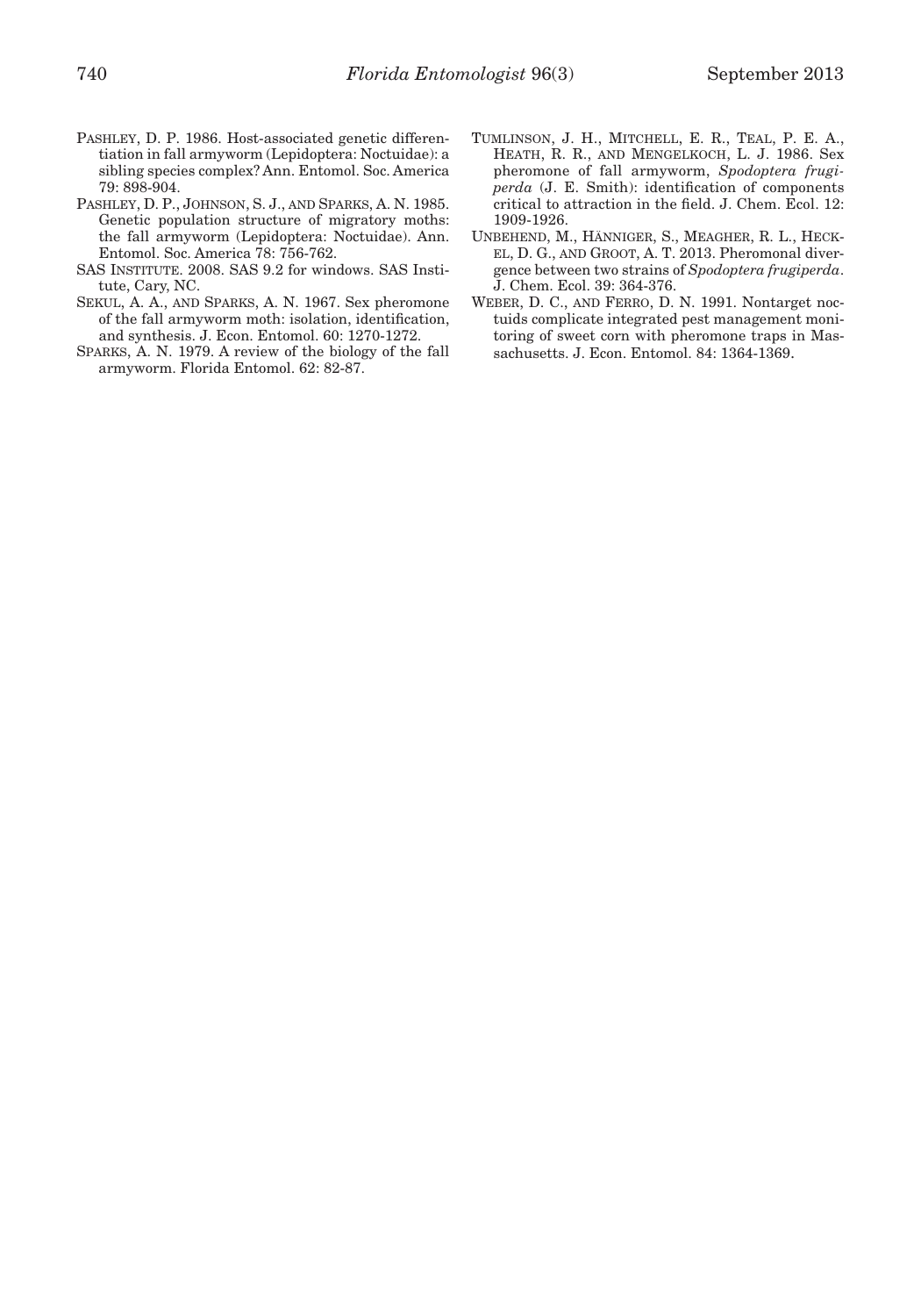PASHLEY, D. P. 1986. Host-associated genetic differentiation in fall armyworm (Lepidoptera: Noctuidae): a sibling species complex? Ann. Entomol. Soc. America 79: 898-904.

PASHLEY, D. P., JOHNSON, S. J., AND SPARKS, A. N. 1985. Genetic population structure of migratory moths: the fall armyworm (Lepidoptera: Noctuidae). Ann. Entomol. Soc. America 78: 756-762.

SAS INSTITUTE. 2008. SAS 9.2 for windows. SAS Institute, Cary, NC.

SEKUL, A. A., AND SPARKS, A. N. 1967. Sex pheromone of the fall armyworm moth: isolation, identification, and synthesis. J. Econ. Entomol. 60: 1270-1272.

SPARKS, A. N. 1979. A review of the biology of the fall armyworm. Florida Entomol. 62: 82-87.

TUMLINSON, J. H., MITCHELL, E. R., TEAL, P. E. A., HEATH, R. R., AND MENGELKOCH, L. J. 1986. Sex pheromone of fall armyworm, *Spodoptera frugiperda* (J. E. Smith): identification of components critical to attraction in the field. J. Chem. Ecol. 12: 1909-1926.

UNBEHEND, M., HÄNNIGER, S., MEAGHER, R. L., HECKEL, D. G., AND GROOT, A. T. 2013. Pheromonal divergence between two strains of *Spodoptera frugiperda*. J. Chem. Ecol. 39: 364-376.

WEBER, D. C., AND FERRO, D. N. 1991. Nontarget noctuids complicate integrated pest management monitoring of sweet corn with pheromone traps in Massachusetts. J. Econ. Entomol. 84: 1364-1369.